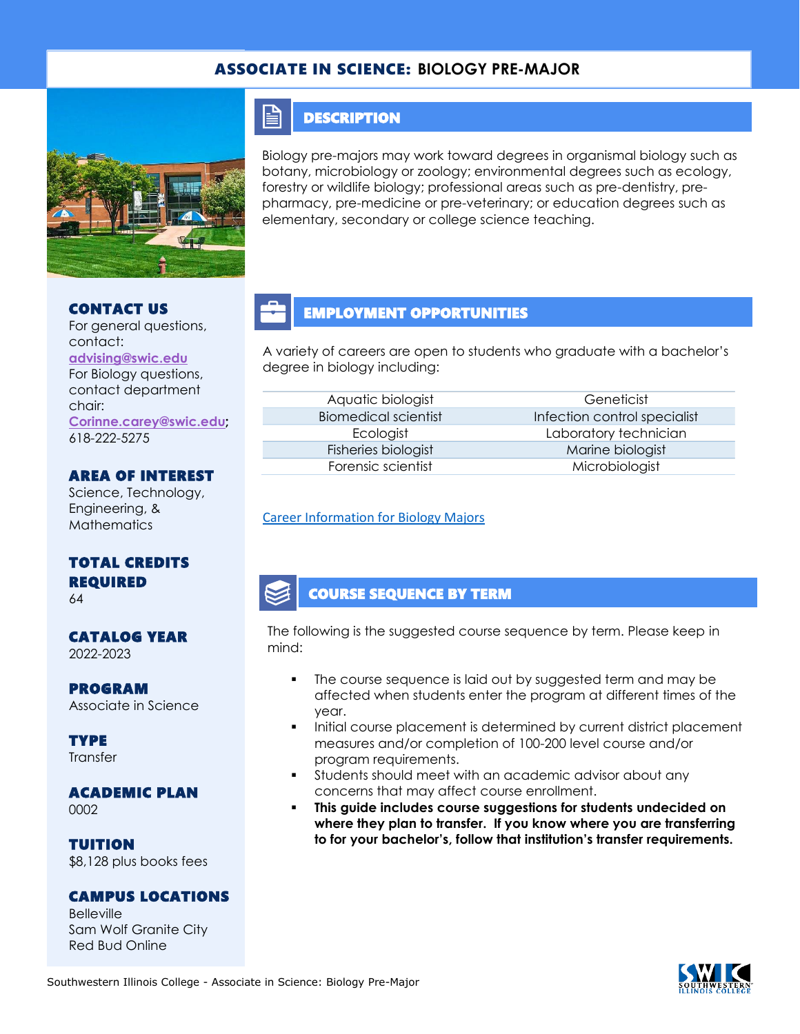# ASSOCIATE IN SCIENCE: BIOLOGY PRE-MAJOR

## DESCRIPTION

Biology pre-majors may work toward degrees in organismal biology such as botany, microbiology or zoology; environmental degrees such as ecology, forestry or wildlife biology; professional areas such as pre-dentistry, pre-pharmacy, pre-medicine or pre-veterinary; or education degrees such as elementary, secondary or college science teaching.

## CONTACT US

For general questions, contact: advising@swic.edu

For Biology questions, contact department chair: Corinne.carey@swic.edu; 618-222-5275

## AREA OF INTEREST

Science, Technology, Engineering, & Mathematics

## TOTAL CREDITS REQUIRED

64

## CATALOG YEAR

2022-2023

## PROGRAM

Associate in Science

## TYPE

Transfer

## ACADEMIC PLAN

0002

## TUITION

$8,128 plus books fees

## CAMPUS LOCATIONS

Belleville
Sam Wolf Granite City
Red Bud Online

## EMPLOYMENT OPPORTUNITIES

A variety of careers are open to students who graduate with a bachelor's degree in biology including:

| | |
|---|---|
| Aquatic biologist | Geneticist |
| Biomedical scientist | Infection control specialist |
| Ecologist | Laboratory technician |
| Fisheries biologist | Marine biologist |
| Forensic scientist | Microbiologist |

Career Information for Biology Majors

## COURSE SEQUENCE BY TERM

The following is the suggested course sequence by term. Please keep in mind:

- The course sequence is laid out by suggested term and may be affected when students enter the program at different times of the year.
- Initial course placement is determined by current district placement measures and/or completion of 100-200 level course and/or program requirements.
- Students should meet with an academic advisor about any concerns that may affect course enrollment.
- **This guide includes course suggestions for students undecided on where they plan to transfer. If you know where you are transferring to for your bachelor's, follow that institution's transfer requirements.**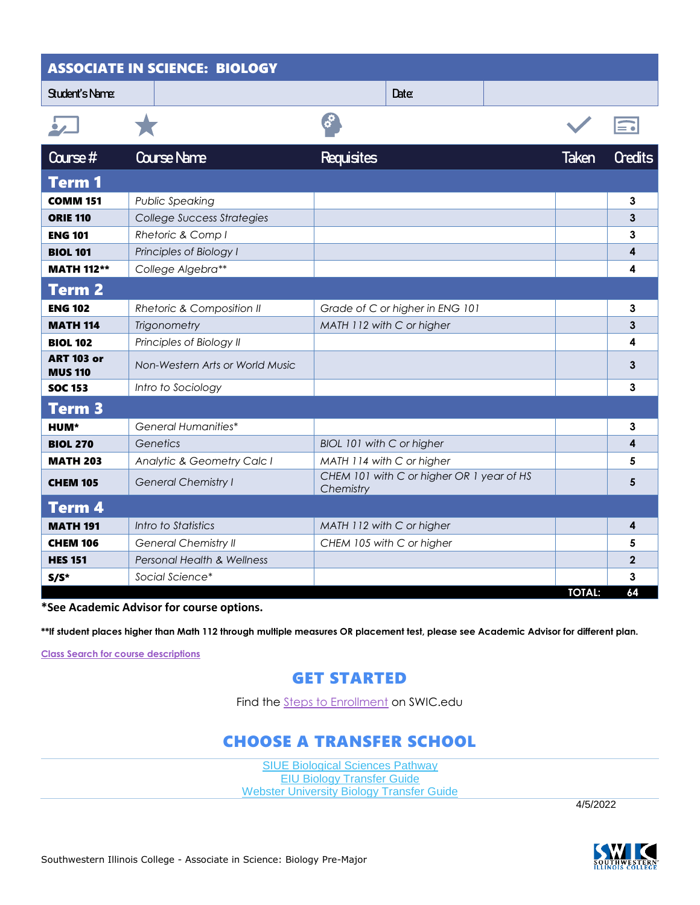# ASSOCIATE IN SCIENCE: BIOLOGY

| Student's Name: | | Date: | |
|---|---|---|---|

| Course # | Course Name | Requisites | Taken | Credits |
|---|---|---|---|---|
| **Term 1** | | | | |
| **COMM 151** | *Public Speaking* | | | 3 |
| **ORIE 110** | *College Success Strategies* | | | 3 |
| **ENG 101** | *Rhetoric & Comp I* | | | 3 |
| **BIOL 101** | *Principles of Biology I* | | | 4 |
| **MATH 112**** | *College Algebra*** | | | 4 |
| **Term 2** | | | | |
| **ENG 102** | *Rhetoric & Composition II* | *Grade of C or higher in ENG 101* | | 3 |
| **MATH 114** | *Trigonometry* | *MATH 112 with C or higher* | | 3 |
| **BIOL 102** | *Principles of Biology II* | | | 4 |
| **ART 103 or MUS 110** | *Non-Western Arts or World Music* | | | 3 |
| **SOC 153** | *Intro to Sociology* | | | 3 |
| **Term 3** | | | | |
| **HUM*** | *General Humanities** | | | 3 |
| **BIOL 270** | *Genetics* | *BIOL 101 with C or higher* | | 4 |
| **MATH 203** | *Analytic & Geometry Calc I* | *MATH 114 with C or higher* | | 5 |
| **CHEM 105** | *General Chemistry I* | *CHEM 101 with C or higher OR 1 year of HS Chemistry* | | 5 |
| **Term 4** | | | | |
| **MATH 191** | *Intro to Statistics* | *MATH 112 with C or higher* | | 4 |
| **CHEM 106** | *General Chemistry II* | *CHEM 105 with C or higher* | | 5 |
| **HES 151** | *Personal Health & Wellness* | | | 2 |
| **S/S*** | *Social Science** | | | 3 |
| | | | **TOTAL:** | **64** |

***See Academic Advisor for course options.**

****If student places higher than Math 112 through multiple measures OR placement test, please see Academic Advisor for different plan.**

[Class Search for course descriptions]

## GET STARTED

Find the [Steps to Enrollment] on SWIC.edu

## CHOOSE A TRANSFER SCHOOL

[SIUE Biological Sciences Pathway]
[EIU Biology Transfer Guide]
[Webster University Biology Transfer Guide]

4/5/2022

Southwestern Illinois College - Associate in Science: Biology Pre-Major